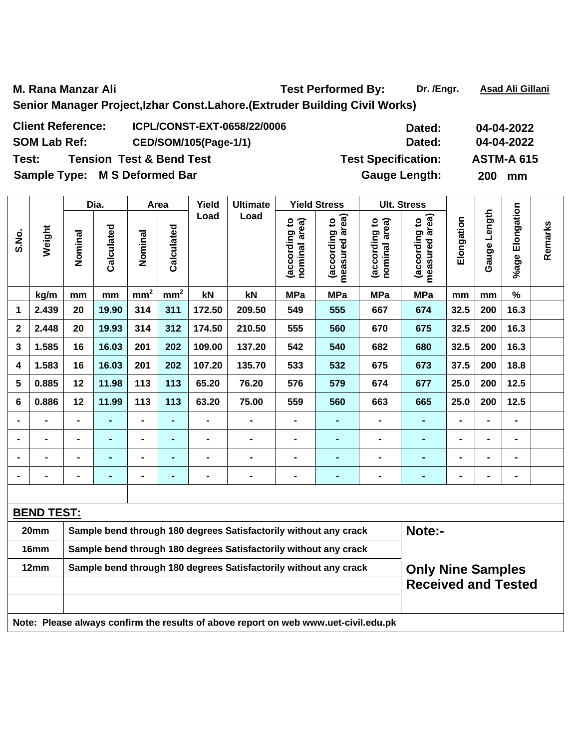**M. Rana Manzar Ali** **Test Performed By:** Dr. /Engr. Asad Ali Gillani

**Senior Manager Project,Izhar Const.Lahore.(Extruder Building Civil Works)**

| | | | |
|---|---|---|---|
| **Client Reference:** | ICPL/CONST-EXT-0658/22/0006 | **Dated:** | 04-04-2022 |
| **SOM Lab Ref:** | CED/SOM/105(Page-1/1) | **Dated:** | 04-04-2022 |
| **Test:** | Tension Test & Bend Test | **Test Specification:** | ASTM-A 615 |
| **Sample Type:** | M S Deformed Bar | **Gauge Length:** | 200 mm |

| S.No. | Weight | Dia. | | Area | | Yield Load | Ultimate Load | Yield Stress | | Ult. Stress | | Elongation | Gauge Length | %age Elongation | Remarks |
|---|---|---|---|---|---|---|---|---|---|---|---|---|---|---|---|
| | | Nominal | Calculated | Nominal | Calculated | | | (according to nominal area) | (according to measured area) | (according to nominal area) | (according to measured area) | | | | |
| | kg/m | mm | mm | $mm^2$ | $mm^2$ | kN | kN | MPa | MPa | MPa | MPa | mm | mm | % | |
| 1 | 2.439 | 20 | 19.90 | 314 | 311 | 172.50 | 209.50 | 549 | 555 | 667 | 674 | 32.5 | 200 | 16.3 | |
| 2 | 2.448 | 20 | 19.93 | 314 | 312 | 174.50 | 210.50 | 555 | 560 | 670 | 675 | 32.5 | 200 | 16.3 | |
| 3 | 1.585 | 16 | 16.03 | 201 | 202 | 109.00 | 137.20 | 542 | 540 | 682 | 680 | 32.5 | 200 | 16.3 | |
| 4 | 1.583 | 16 | 16.03 | 201 | 202 | 107.20 | 135.70 | 533 | 532 | 675 | 673 | 37.5 | 200 | 18.8 | |
| 5 | 0.885 | 12 | 11.98 | 113 | 113 | 65.20 | 76.20 | 576 | 579 | 674 | 677 | 25.0 | 200 | 12.5 | |
| 6 | 0.886 | 12 | 11.99 | 113 | 113 | 63.20 | 75.00 | 559 | 560 | 663 | 665 | 25.0 | 200 | 12.5 | |
| - | - | - | - | - | - | - | - | - | - | - | - | - | - | - | |
| - | - | - | - | - | - | - | - | - | - | - | - | - | - | - | |
| - | - | - | - | - | - | - | - | - | - | - | - | - | - | - | |
| - | - | - | - | - | - | - | - | - | - | - | - | - | - | - | |

**BEND TEST:**

| Size | Result |
|---|---|
| 20mm | Sample bend through 180 degrees Satisfactorily without any crack |
| 16mm | Sample bend through 180 degrees Satisfactorily without any crack |
| 12mm | Sample bend through 180 degrees Satisfactorily without any crack |

**Note:-**

**Only Nine Samples Received and Tested**

**Note: Please always confirm the results of above report on web www.uet-civil.edu.pk**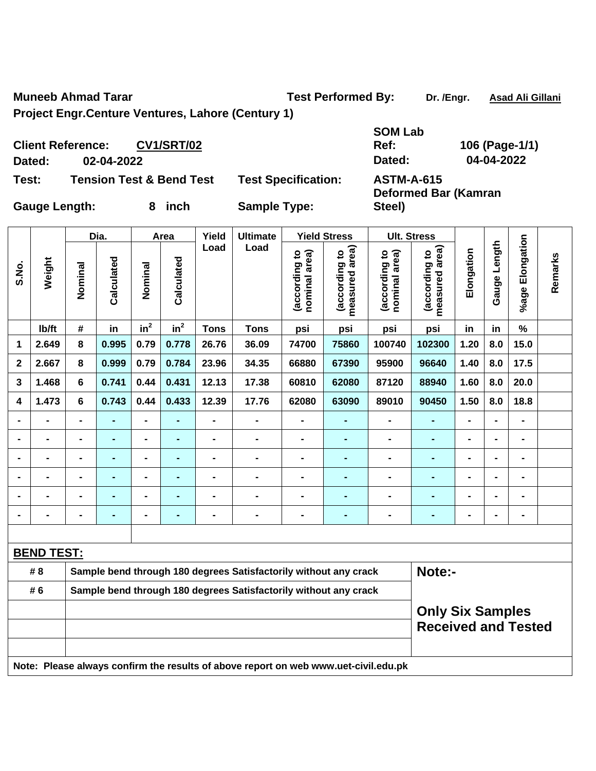**Muneeb Ahmad Tarar** **Test Performed By:** **Dr. /Engr.** **Asad Ali Gillani**

**Project Engr.Centure Ventures, Lahore (Century 1)**

**Client Reference:** **CV1/SRT/02** **SOM Lab Ref:** **106 (Page-1/1)**

**Dated:** **02-04-2022** **Dated:** **04-04-2022**

**Test:** **Tension Test & Bend Test** **Test Specification:** **ASTM-A-615**

**Gauge Length:** **8 inch** **Sample Type:** **Deformed Bar (Kamran Steel)**

| S.No. | Weight | Dia. | | Area | | Yield Load | Ultimate Load | Yield Stress | | Ult. Stress | | Elongation | Gauge Length | %age Elongation | Remarks |
|---|---|---|---|---|---|---|---|---|---|---|---|---|---|---|---|
| | | Nominal | Calculated | Nominal | Calculated | | | (according to nominal area) | (according to measured area) | (according to nominal area) | (according to measured area) | | | | |
| | lb/ft | # | in | $in^2$ | $in^2$ | Tons | Tons | psi | psi | psi | psi | in | in | % | |
| 1 | 2.649 | 8 | 0.995 | 0.79 | 0.778 | 26.76 | 36.09 | 74700 | 75860 | 100740 | 102300 | 1.20 | 8.0 | 15.0 | |
| 2 | 2.667 | 8 | 0.999 | 0.79 | 0.784 | 23.96 | 34.35 | 66880 | 67390 | 95900 | 96640 | 1.40 | 8.0 | 17.5 | |
| 3 | 1.468 | 6 | 0.741 | 0.44 | 0.431 | 12.13 | 17.38 | 60810 | 62080 | 87120 | 88940 | 1.60 | 8.0 | 20.0 | |
| 4 | 1.473 | 6 | 0.743 | 0.44 | 0.433 | 12.39 | 17.76 | 62080 | 63090 | 89010 | 90450 | 1.50 | 8.0 | 18.8 | |
| - | - | - | - | - | - | - | - | - | - | - | - | - | - | - | |
| - | - | - | - | - | - | - | - | - | - | - | - | - | - | - | |
| - | - | - | - | - | - | - | - | - | - | - | - | - | - | - | |
| - | - | - | - | - | - | - | - | - | - | - | - | - | - | - | |
| - | - | - | - | - | - | - | - | - | - | - | - | - | - | - | |
| - | - | - | - | - | - | - | - | - | - | - | - | - | - | - | |

**BEND TEST:**

| | | |
|---|---|---|
| # 8 | Sample bend through 180 degrees Satisfactorily without any crack | **Note:-** |
| # 6 | Sample bend through 180 degrees Satisfactorily without any crack | |
| | | **Only Six Samples Received and Tested** |

**Note: Please always confirm the results of above report on web www.uet-civil.edu.pk**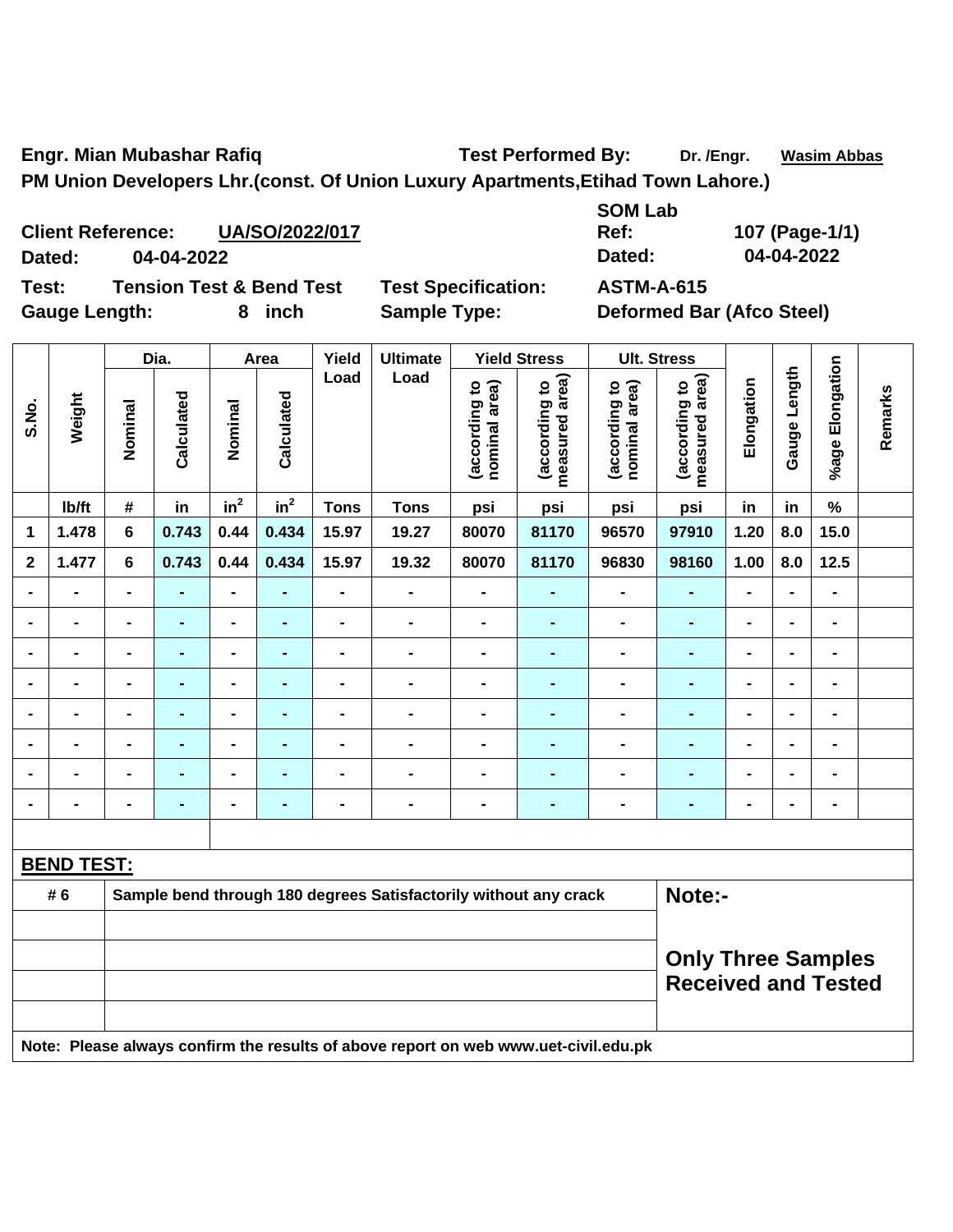**Engr. Mian Mubashar Rafiq** **Test Performed By:** Dr. /Engr. Wasim Abbas

**PM Union Developers Lhr.(const. Of Union Luxury Apartments,Etihad Town Lahore.)**

| | | | |
|---|---|---|---|
| **Client Reference:** | **UA/SO/2022/017** | **SOM Lab Ref:** | **107 (Page-1/1)** |
| **Dated:** | **04-04-2022** | **Dated:** | **04-04-2022** |
| **Test:** | **Tension Test & Bend Test** | **Test Specification:** | **ASTM-A-615** |
| **Gauge Length:** | **8 inch** | **Sample Type:** | **Deformed Bar (Afco Steel)** |

| S.No. | Weight | Dia. | | Area | | Yield Load | Ultimate Load | Yield Stress | | Ult. Stress | | Elongation | Gauge Length | %age Elongation | Remarks |
|---|---|---|---|---|---|---|---|---|---|---|---|---|---|---|---|
| | | Nominal | Calculated | Nominal | Calculated | | | (according to nominal area) | (according to measured area) | (according to nominal area) | (according to measured area) | | | | |
| | lb/ft | # | in | $in^2$ | $in^2$ | Tons | Tons | psi | psi | psi | psi | in | in | % | |
| 1 | 1.478 | 6 | 0.743 | 0.44 | 0.434 | 15.97 | 19.27 | 80070 | 81170 | 96570 | 97910 | 1.20 | 8.0 | 15.0 | |
| 2 | 1.477 | 6 | 0.743 | 0.44 | 0.434 | 15.97 | 19.32 | 80070 | 81170 | 96830 | 98160 | 1.00 | 8.0 | 12.5 | |
| - | - | - | - | - | - | - | - | - | - | - | - | - | - | - | |
| - | - | - | - | - | - | - | - | - | - | - | - | - | - | - | |
| - | - | - | - | - | - | - | - | - | - | - | - | - | - | - | |
| - | - | - | - | - | - | - | - | - | - | - | - | - | - | - | |
| - | - | - | - | - | - | - | - | - | - | - | - | - | - | - | |
| - | - | - | - | - | - | - | - | - | - | - | - | - | - | - | |
| - | - | - | - | - | - | - | - | - | - | - | - | - | - | - | |
| - | - | - | - | - | - | - | - | - | - | - | - | - | - | - | |

**BEND TEST:**

| | | |
|---|---|---|
| # 6 | Sample bend through 180 degrees Satisfactorily without any crack | **Note:-** |
| | | |
| | | **Only Three Samples Received and Tested** |
| | | |
| | | |

**Note: Please always confirm the results of above report on web www.uet-civil.edu.pk**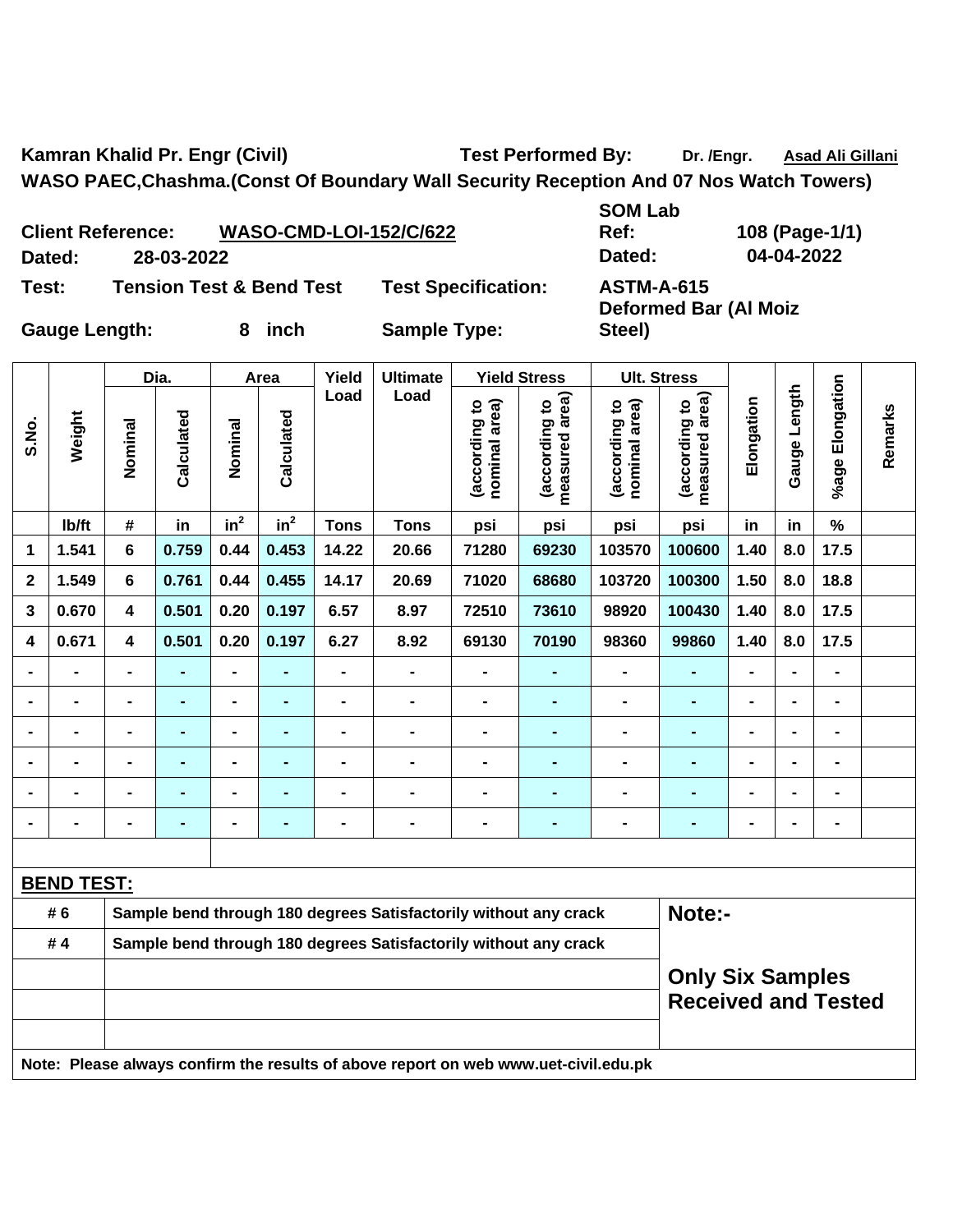**Kamran Khalid Pr. Engr (Civil)** **Test Performed By:** Dr. /Engr. Asad Ali Gillani

**WASO PAEC,Chashma.(Const Of Boundary Wall Security Reception And 07 Nos Watch Towers)**

**Client Reference:** WASO-CMD-LOI-152/C/622 **SOM Lab Ref:** 108 (Page-1/1)

**Dated:** 28-03-2022 **Dated:** 04-04-2022

**Test:** Tension Test & Bend Test **Test Specification:** ASTM-A-615

**Gauge Length:** 8 inch **Sample Type:** Deformed Bar (Al Moiz Steel)

| S.No. | Weight | Dia. | | Area | | Yield Load | Ultimate Load | Yield Stress | | Ult. Stress | | Elongation | Gauge Length | %age Elongation | Remarks |
|---|---|---|---|---|---|---|---|---|---|---|---|---|---|---|---|
| | | Nominal | Calculated | Nominal | Calculated | | | (according to nominal area) | (according to measured area) | (according to nominal area) | (according to measured area) | | | | |
| | lb/ft | # | in | $in^2$ | $in^2$ | Tons | Tons | psi | psi | psi | psi | in | in | % | |
| 1 | 1.541 | 6 | 0.759 | 0.44 | 0.453 | 14.22 | 20.66 | 71280 | 69230 | 103570 | 100600 | 1.40 | 8.0 | 17.5 | |
| 2 | 1.549 | 6 | 0.761 | 0.44 | 0.455 | 14.17 | 20.69 | 71020 | 68680 | 103720 | 100300 | 1.50 | 8.0 | 18.8 | |
| 3 | 0.670 | 4 | 0.501 | 0.20 | 0.197 | 6.57 | 8.97 | 72510 | 73610 | 98920 | 100430 | 1.40 | 8.0 | 17.5 | |
| 4 | 0.671 | 4 | 0.501 | 0.20 | 0.197 | 6.27 | 8.92 | 69130 | 70190 | 98360 | 99860 | 1.40 | 8.0 | 17.5 | |
| - | - | - | - | - | - | - | - | - | - | - | - | - | - | - | |
| - | - | - | - | - | - | - | - | - | - | - | - | - | - | - | |
| - | - | - | - | - | - | - | - | - | - | - | - | - | - | - | |
| - | - | - | - | - | - | - | - | - | - | - | - | - | - | - | |
| - | - | - | - | - | - | - | - | - | - | - | - | - | - | - | |
| - | - | - | - | - | - | - | - | - | - | - | - | - | - | - | |

**BEND TEST:**

| | | |
|---|---|---|
| # 6 | Sample bend through 180 degrees Satisfactorily without any crack | **Note:-** |
| # 4 | Sample bend through 180 degrees Satisfactorily without any crack | |
| | | **Only Six Samples Received and Tested** |

**Note: Please always confirm the results of above report on web www.uet-civil.edu.pk**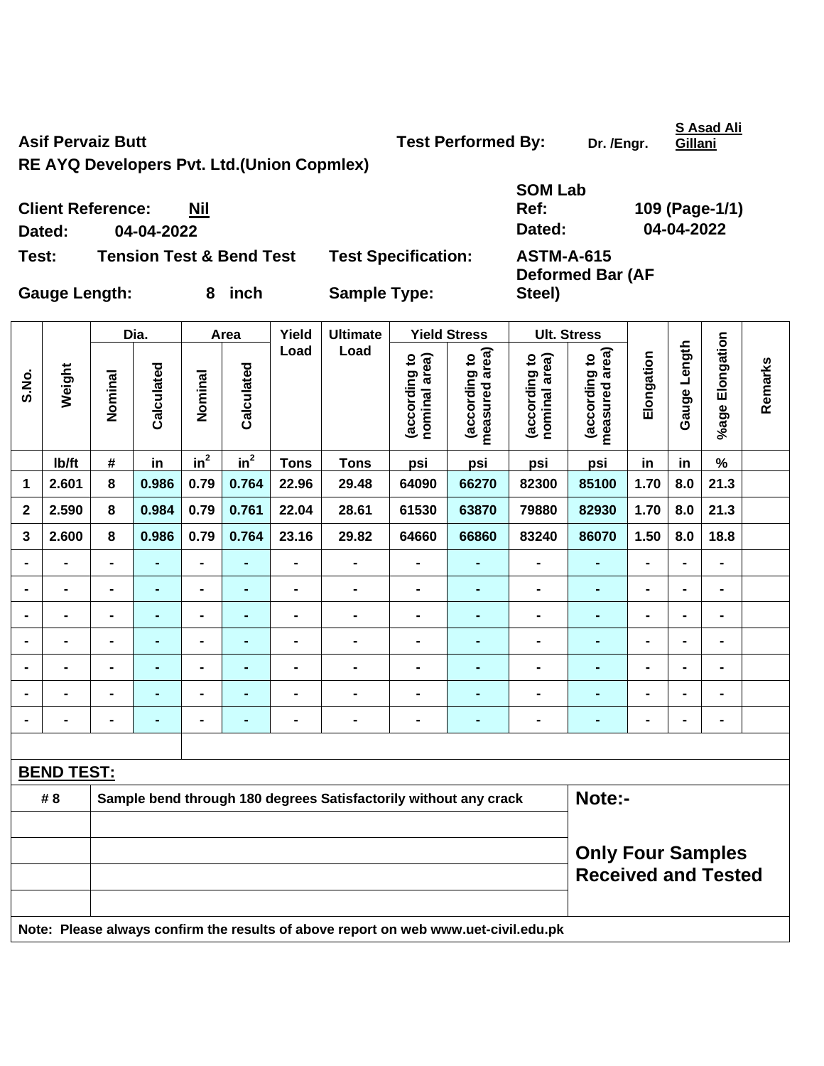**Asif Pervaiz Butt**

**RE AYQ Developers Pvt. Ltd.(Union Copmlex)**

**Test Performed By:** Dr. /Engr. **S Asad Ali Gillani**

**Client Reference:** Nil

**Dated:** 04-04-2022

**SOM Lab Ref:** 109 (Page-1/1)

**Dated:** 04-04-2022

**Test:** Tension Test & Bend Test

**Test Specification:** ASTM-A-615

**Gauge Length:** 8 inch

**Sample Type:** Deformed Bar (AF Steel)

| S.No. | Weight | Dia. | | Area | | Yield Load | Ultimate Load | Yield Stress | | Ult. Stress | | Elongation | Gauge Length | %age Elongation | Remarks |
|---|---|---|---|---|---|---|---|---|---|---|---|---|---|---|---|
| | | Nominal | Calculated | Nominal | Calculated | | | (according to nominal area) | (according to measured area) | (according to nominal area) | (according to measured area) | | | | |
| | lb/ft | # | in | $in^2$ | $in^2$ | Tons | Tons | psi | psi | psi | psi | in | in | % | |
| 1 | 2.601 | 8 | 0.986 | 0.79 | 0.764 | 22.96 | 29.48 | 64090 | 66270 | 82300 | 85100 | 1.70 | 8.0 | 21.3 | |
| 2 | 2.590 | 8 | 0.984 | 0.79 | 0.761 | 22.04 | 28.61 | 61530 | 63870 | 79880 | 82930 | 1.70 | 8.0 | 21.3 | |
| 3 | 2.600 | 8 | 0.986 | 0.79 | 0.764 | 23.16 | 29.82 | 64660 | 66860 | 83240 | 86070 | 1.50 | 8.0 | 18.8 | |
| - | - | - | - | - | - | - | - | - | - | - | - | - | - | - | |
| - | - | - | - | - | - | - | - | - | - | - | - | - | - | - | |
| - | - | - | - | - | - | - | - | - | - | - | - | - | - | - | |
| - | - | - | - | - | - | - | - | - | - | - | - | - | - | - | |
| - | - | - | - | - | - | - | - | - | - | - | - | - | - | - | |
| - | - | - | - | - | - | - | - | - | - | - | - | - | - | - | |
| - | - | - | - | - | - | - | - | - | - | - | - | - | - | - | |

**BEND TEST:**

| | | |
|---|---|---|
| # 8 | Sample bend through 180 degrees Satisfactorily without any crack | **Note:-** |
| | | **Only Four Samples Received and Tested** |

**Note: Please always confirm the results of above report on web www.uet-civil.edu.pk**